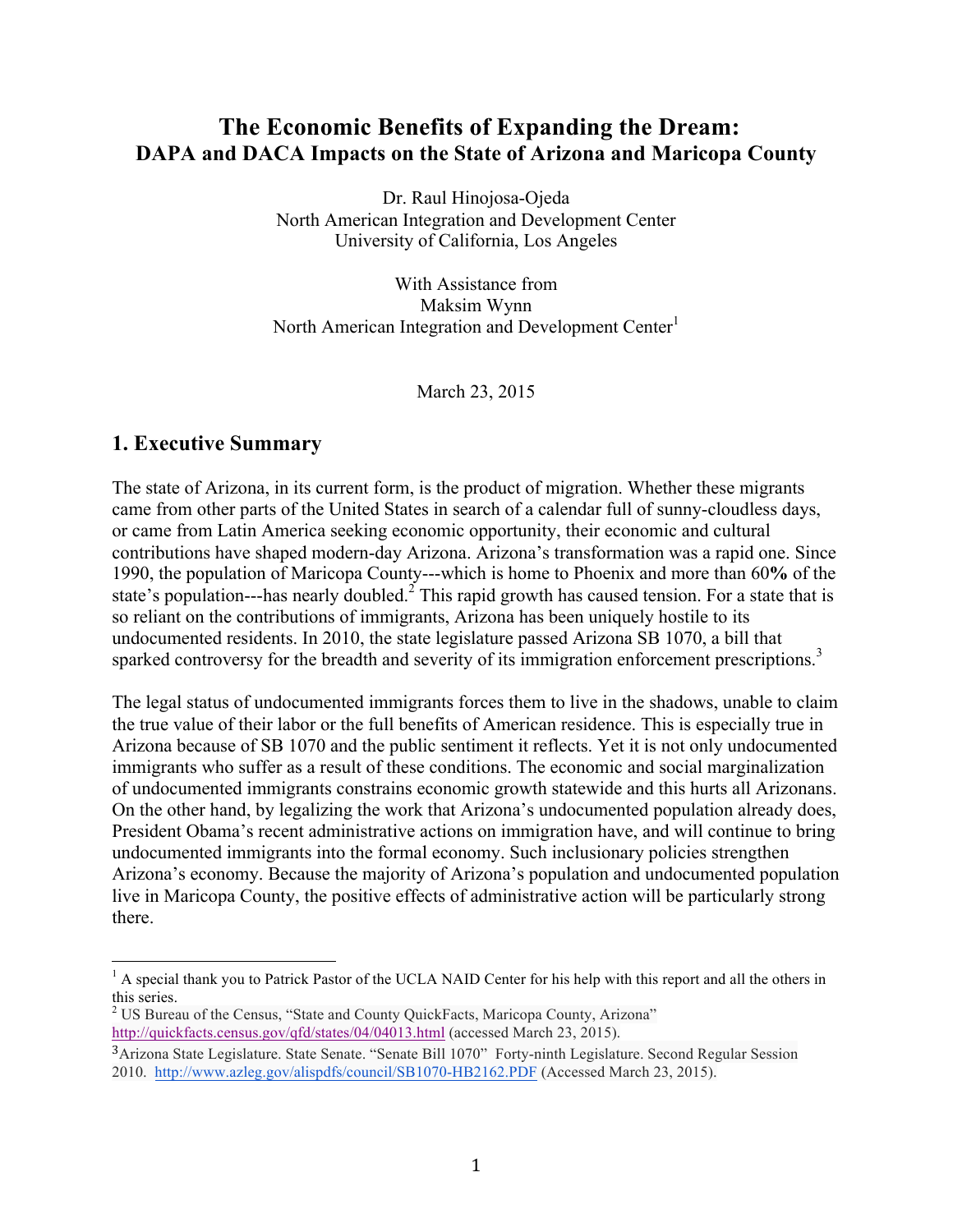# The Economic Benefits of Expanding the Dream:
## DAPA and DACA Impacts on the State of Arizona and Maricopa County

Dr. Raul Hinojosa-Ojeda
North American Integration and Development Center
University of California, Los Angeles

With Assistance from
Maksim Wynn
North American Integration and Development Center[1]

March 23, 2015

## 1. Executive Summary

The state of Arizona, in its current form, is the product of migration. Whether these migrants came from other parts of the United States in search of a calendar full of sunny-cloudless days, or came from Latin America seeking economic opportunity, their economic and cultural contributions have shaped modern-day Arizona. Arizona's transformation was a rapid one. Since 1990, the population of Maricopa County---which is home to Phoenix and more than 60**%** of the state's population---has nearly doubled.[2] This rapid growth has caused tension. For a state that is so reliant on the contributions of immigrants, Arizona has been uniquely hostile to its undocumented residents. In 2010, the state legislature passed Arizona SB 1070, a bill that sparked controversy for the breadth and severity of its immigration enforcement prescriptions.[3]

The legal status of undocumented immigrants forces them to live in the shadows, unable to claim the true value of their labor or the full benefits of American residence. This is especially true in Arizona because of SB 1070 and the public sentiment it reflects. Yet it is not only undocumented immigrants who suffer as a result of these conditions. The economic and social marginalization of undocumented immigrants constrains economic growth statewide and this hurts all Arizonans. On the other hand, by legalizing the work that Arizona's undocumented population already does, President Obama's recent administrative actions on immigration have, and will continue to bring undocumented immigrants into the formal economy. Such inclusionary policies strengthen Arizona's economy. Because the majority of Arizona's population and undocumented population live in Maricopa County, the positive effects of administrative action will be particularly strong there.

---

[1] A special thank you to Patrick Pastor of the UCLA NAID Center for his help with this report and all the others in this series.

[2] US Bureau of the Census, "State and County QuickFacts, Maricopa County, Arizona" http://quickfacts.census.gov/qfd/states/04/04013.html (accessed March 23, 2015).

[3] Arizona State Legislature. State Senate. "Senate Bill 1070" Forty-ninth Legislature. Second Regular Session 2010. http://www.azleg.gov/alispdfs/council/SB1070-HB2162.PDF (Accessed March 23, 2015).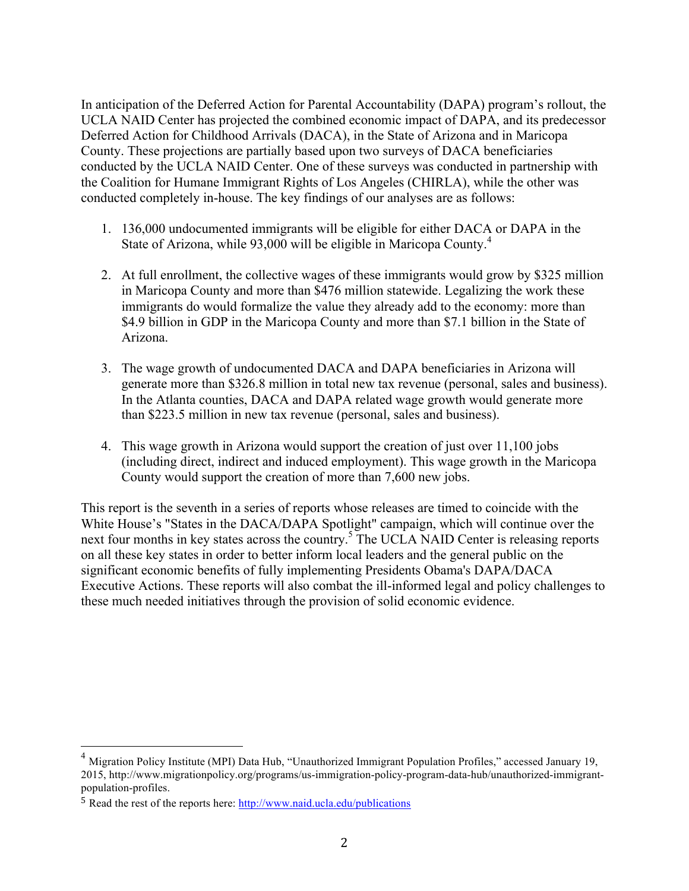In anticipation of the Deferred Action for Parental Accountability (DAPA) program's rollout, the UCLA NAID Center has projected the combined economic impact of DAPA, and its predecessor Deferred Action for Childhood Arrivals (DACA), in the State of Arizona and in Maricopa County. These projections are partially based upon two surveys of DACA beneficiaries conducted by the UCLA NAID Center. One of these surveys was conducted in partnership with the Coalition for Humane Immigrant Rights of Los Angeles (CHIRLA), while the other was conducted completely in-house. The key findings of our analyses are as follows:

1. 136,000 undocumented immigrants will be eligible for either DACA or DAPA in the State of Arizona, while 93,000 will be eligible in Maricopa County.[4]

2. At full enrollment, the collective wages of these immigrants would grow by $325 million in Maricopa County and more than $476 million statewide. Legalizing the work these immigrants do would formalize the value they already add to the economy: more than $4.9 billion in GDP in the Maricopa County and more than $7.1 billion in the State of Arizona.

3. The wage growth of undocumented DACA and DAPA beneficiaries in Arizona will generate more than $326.8 million in total new tax revenue (personal, sales and business). In the Atlanta counties, DACA and DAPA related wage growth would generate more than $223.5 million in new tax revenue (personal, sales and business).

4. This wage growth in Arizona would support the creation of just over 11,100 jobs (including direct, indirect and induced employment). This wage growth in the Maricopa County would support the creation of more than 7,600 new jobs.

This report is the seventh in a series of reports whose releases are timed to coincide with the White House's "States in the DACA/DAPA Spotlight" campaign, which will continue over the next four months in key states across the country.[5] The UCLA NAID Center is releasing reports on all these key states in order to better inform local leaders and the general public on the significant economic benefits of fully implementing Presidents Obama's DAPA/DACA Executive Actions. These reports will also combat the ill-informed legal and policy challenges to these much needed initiatives through the provision of solid economic evidence.

---

[4] Migration Policy Institute (MPI) Data Hub, "Unauthorized Immigrant Population Profiles," accessed January 19, 2015, http://www.migrationpolicy.org/programs/us-immigration-policy-program-data-hub/unauthorized-immigrant-population-profiles.

[5] Read the rest of the reports here: http://www.naid.ucla.edu/publications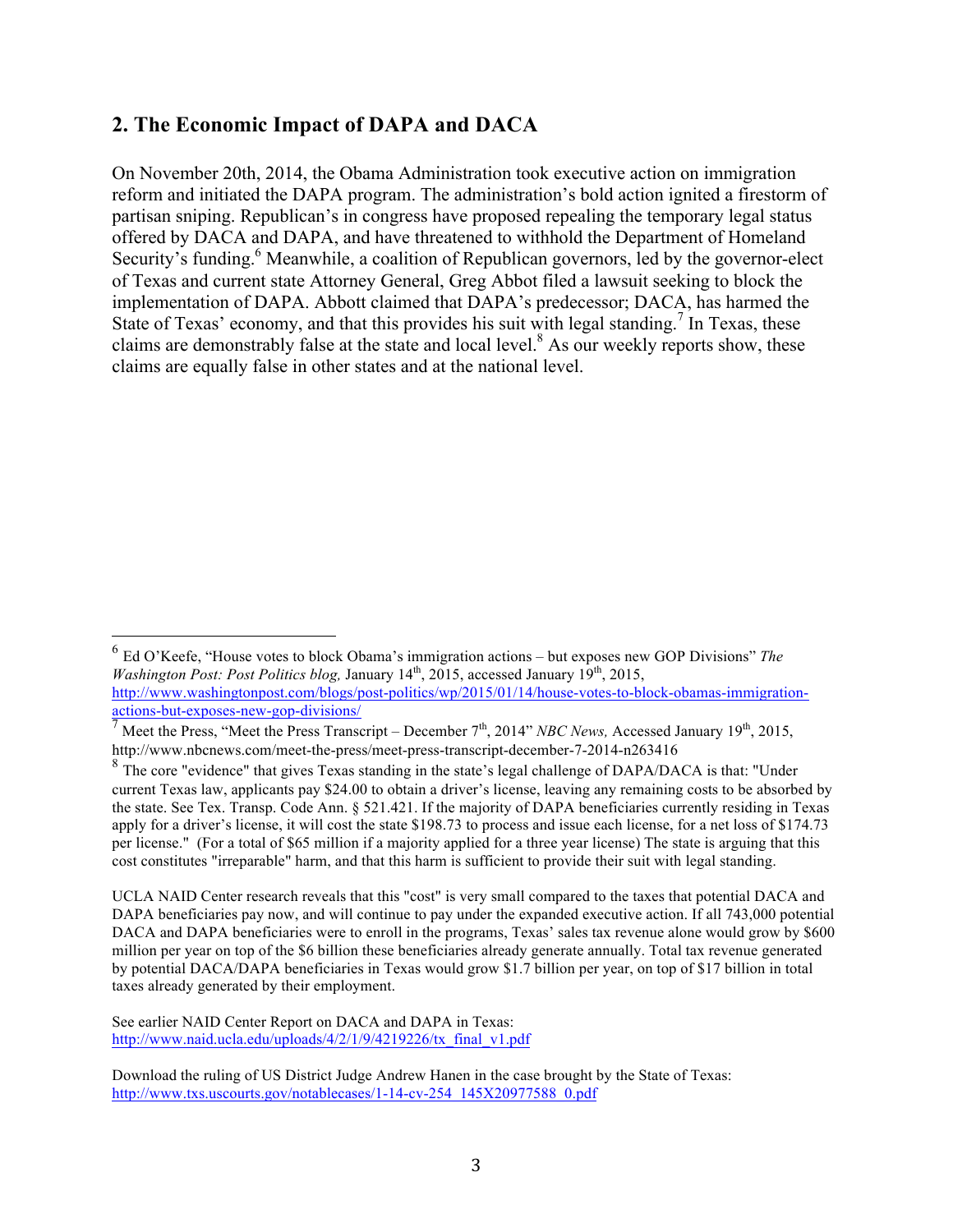## 2. The Economic Impact of DAPA and DACA

On November 20th, 2014, the Obama Administration took executive action on immigration reform and initiated the DAPA program. The administration's bold action ignited a firestorm of partisan sniping. Republican's in congress have proposed repealing the temporary legal status offered by DACA and DAPA, and have threatened to withhold the Department of Homeland Security's funding.[6] Meanwhile, a coalition of Republican governors, led by the governor-elect of Texas and current state Attorney General, Greg Abbot filed a lawsuit seeking to block the implementation of DAPA. Abbott claimed that DAPA's predecessor; DACA, has harmed the State of Texas' economy, and that this provides his suit with legal standing.[7] In Texas, these claims are demonstrably false at the state and local level.[8] As our weekly reports show, these claims are equally false in other states and at the national level.

---

[6] Ed O'Keefe, "House votes to block Obama's immigration actions – but exposes new GOP Divisions" *The Washington Post: Post Politics blog,* January 14th, 2015, accessed January 19th, 2015, http://www.washingtonpost.com/blogs/post-politics/wp/2015/01/14/house-votes-to-block-obamas-immigration-actions-but-exposes-new-gop-divisions/

[7] Meet the Press, "Meet the Press Transcript – December 7th, 2014" *NBC News,* Accessed January 19th, 2015, http://www.nbcnews.com/meet-the-press/meet-press-transcript-december-7-2014-n263416

[8] The core "evidence" that gives Texas standing in the state's legal challenge of DAPA/DACA is that: "Under current Texas law, applicants pay $24.00 to obtain a driver's license, leaving any remaining costs to be absorbed by the state. See Tex. Transp. Code Ann. § 521.421. If the majority of DAPA beneficiaries currently residing in Texas apply for a driver's license, it will cost the state $198.73 to process and issue each license, for a net loss of $174.73 per license." (For a total of $65 million if a majority applied for a three year license) The state is arguing that this cost constitutes "irreparable" harm, and that this harm is sufficient to provide their suit with legal standing.

UCLA NAID Center research reveals that this "cost" is very small compared to the taxes that potential DACA and DAPA beneficiaries pay now, and will continue to pay under the expanded executive action. If all 743,000 potential DACA and DAPA beneficiaries were to enroll in the programs, Texas' sales tax revenue alone would grow by $600 million per year on top of the $6 billion these beneficiaries already generate annually. Total tax revenue generated by potential DACA/DAPA beneficiaries in Texas would grow $1.7 billion per year, on top of $17 billion in total taxes already generated by their employment.

See earlier NAID Center Report on DACA and DAPA in Texas: http://www.naid.ucla.edu/uploads/4/2/1/9/4219226/tx_final_v1.pdf

Download the ruling of US District Judge Andrew Hanen in the case brought by the State of Texas: http://www.txs.uscourts.gov/notablecases/1-14-cv-254_145X20977588_0.pdf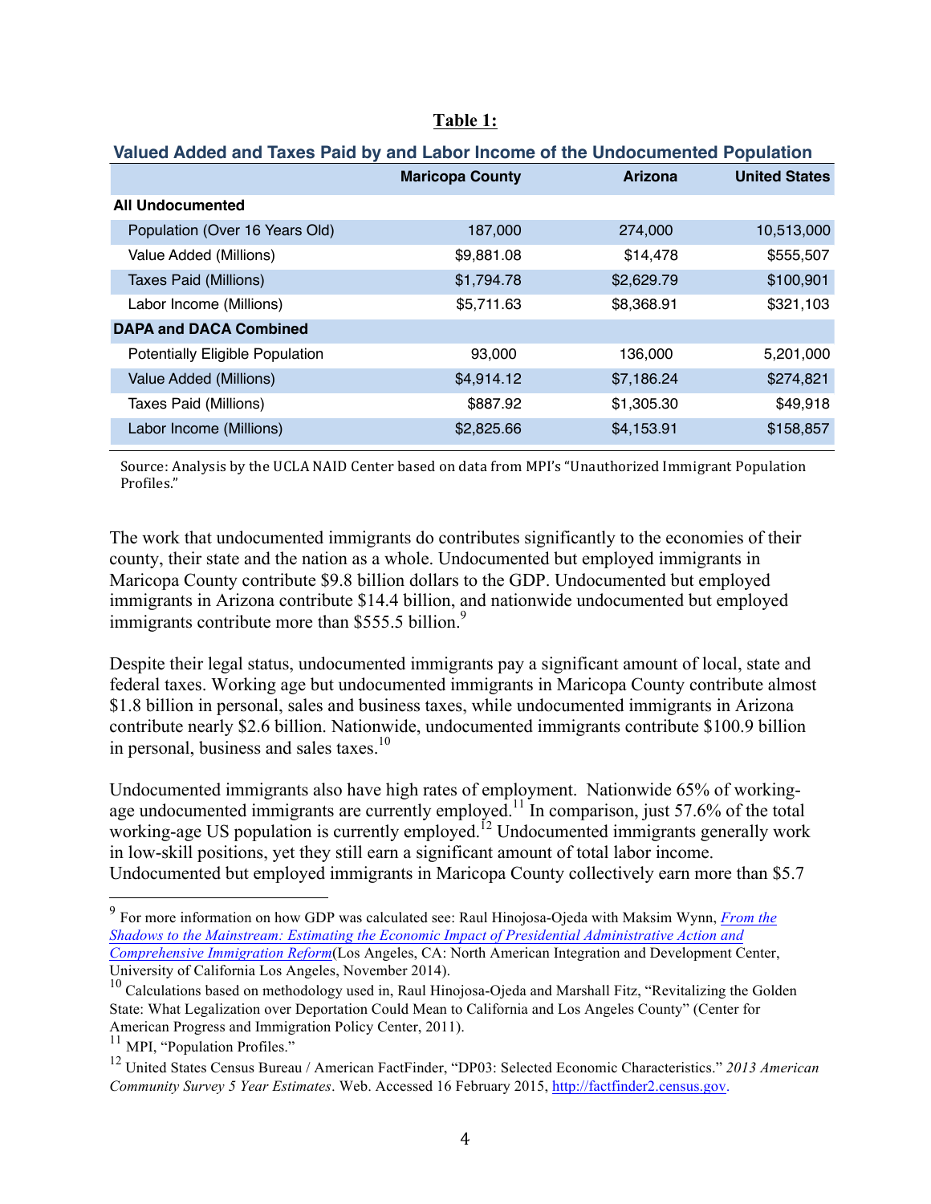**Table 1:**

**Valued Added and Taxes Paid by and Labor Income of the Undocumented Population**

| | Maricopa County | Arizona | United States |
|---|---|---|---|
| **All Undocumented** | | | |
| Population (Over 16 Years Old) | 187,000 | 274,000 | 10,513,000 |
| Value Added (Millions) | $9,881.08 | $14,478 | $555,507 |
| Taxes Paid (Millions) | $1,794.78 | $2,629.79 | $100,901 |
| Labor Income (Millions) | $5,711.63 | $8,368.91 | $321,103 |
| **DAPA and DACA Combined** | | | |
| Potentially Eligible Population | 93,000 | 136,000 | 5,201,000 |
| Value Added (Millions) | $4,914.12 | $7,186.24 | $274,821 |
| Taxes Paid (Millions) | $887.92 | $1,305.30 | $49,918 |
| Labor Income (Millions) | $2,825.66 | $4,153.91 | $158,857 |

Source: Analysis by the UCLA NAID Center based on data from MPI's "Unauthorized Immigrant Population Profiles."

The work that undocumented immigrants do contributes significantly to the economies of their county, their state and the nation as a whole. Undocumented but employed immigrants in Maricopa County contribute $9.8 billion dollars to the GDP. Undocumented but employed immigrants in Arizona contribute $14.4 billion, and nationwide undocumented but employed immigrants contribute more than $555.5 billion.[9]

Despite their legal status, undocumented immigrants pay a significant amount of local, state and federal taxes. Working age but undocumented immigrants in Maricopa County contribute almost $1.8 billion in personal, sales and business taxes, while undocumented immigrants in Arizona contribute nearly $2.6 billion. Nationwide, undocumented immigrants contribute $100.9 billion in personal, business and sales taxes.[10]

Undocumented immigrants also have high rates of employment. Nationwide 65% of working-age undocumented immigrants are currently employed.[11] In comparison, just 57.6% of the total working-age US population is currently employed.[12] Undocumented immigrants generally work in low-skill positions, yet they still earn a significant amount of total labor income. Undocumented but employed immigrants in Maricopa County collectively earn more than $5.7

---

[9] For more information on how GDP was calculated see: Raul Hinojosa-Ojeda with Maksim Wynn, *From the Shadows to the Mainstream: Estimating the Economic Impact of Presidential Administrative Action and Comprehensive Immigration Reform*(Los Angeles, CA: North American Integration and Development Center, University of California Los Angeles, November 2014).

[10] Calculations based on methodology used in, Raul Hinojosa-Ojeda and Marshall Fitz, "Revitalizing the Golden State: What Legalization over Deportation Could Mean to California and Los Angeles County" (Center for American Progress and Immigration Policy Center, 2011).

[11] MPI, "Population Profiles."

[12] United States Census Bureau / American FactFinder, "DP03: Selected Economic Characteristics." *2013 American Community Survey 5 Year Estimates*. Web. Accessed 16 February 2015, http://factfinder2.census.gov.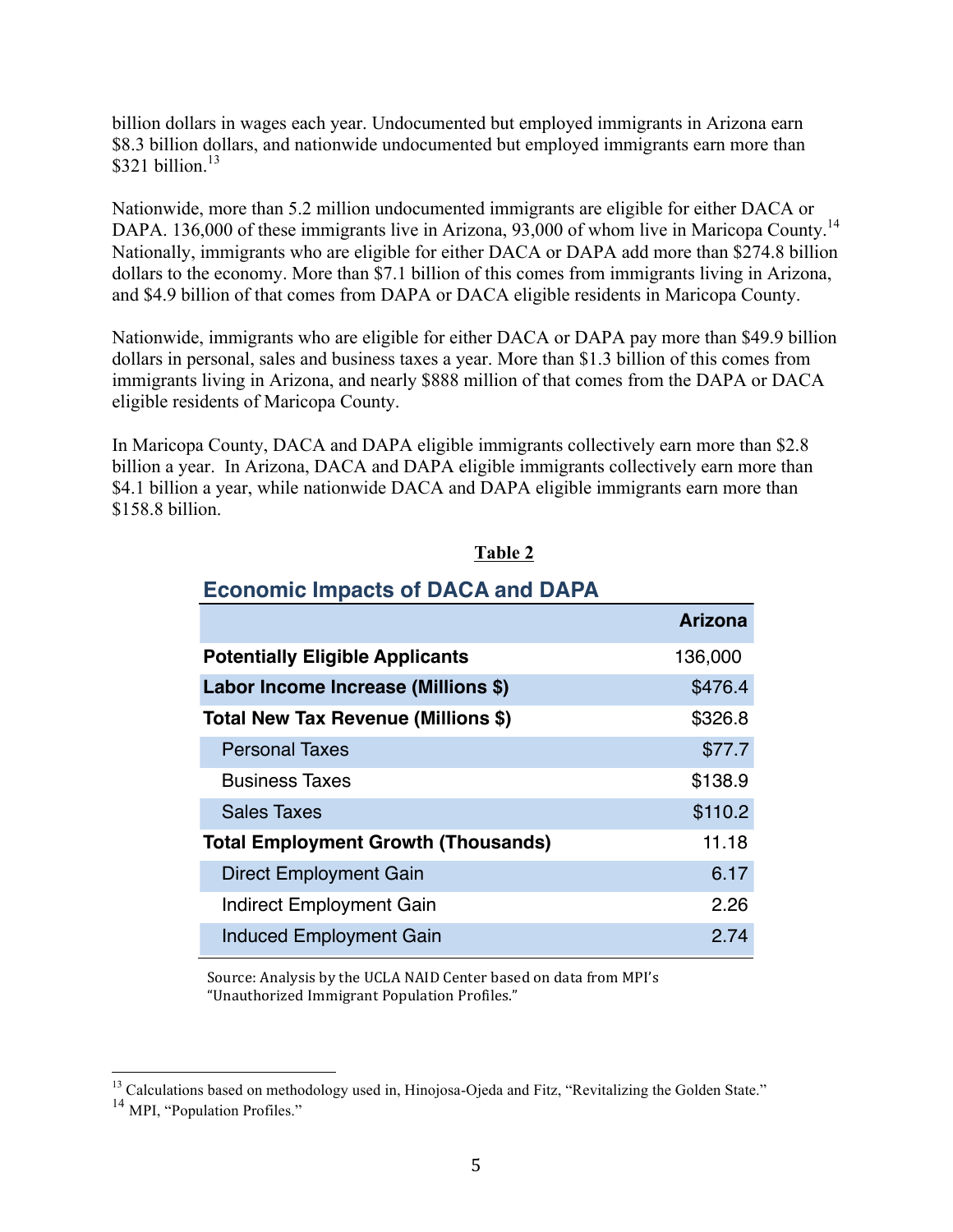billion dollars in wages each year. Undocumented but employed immigrants in Arizona earn $8.3 billion dollars, and nationwide undocumented but employed immigrants earn more than $321 billion.[13]

Nationwide, more than 5.2 million undocumented immigrants are eligible for either DACA or DAPA. 136,000 of these immigrants live in Arizona, 93,000 of whom live in Maricopa County.[14] Nationally, immigrants who are eligible for either DACA or DAPA add more than $274.8 billion dollars to the economy. More than $7.1 billion of this comes from immigrants living in Arizona, and $4.9 billion of that comes from DAPA or DACA eligible residents in Maricopa County.

Nationwide, immigrants who are eligible for either DACA or DAPA pay more than $49.9 billion dollars in personal, sales and business taxes a year. More than $1.3 billion of this comes from immigrants living in Arizona, and nearly $888 million of that comes from the DAPA or DACA eligible residents of Maricopa County.

In Maricopa County, DACA and DAPA eligible immigrants collectively earn more than $2.8 billion a year. In Arizona, DACA and DAPA eligible immigrants collectively earn more than $4.1 billion a year, while nationwide DACA and DAPA eligible immigrants earn more than $158.8 billion.

**Table 2**

**Economic Impacts of DACA and DAPA**

| | Arizona |
|---|---|
| **Potentially Eligible Applicants** | 136,000 |
| **Labor Income Increase (Millions $)** | $476.4 |
| **Total New Tax Revenue (Millions $)** | $326.8 |
| Personal Taxes | $77.7 |
| Business Taxes | $138.9 |
| Sales Taxes | $110.2 |
| **Total Employment Growth (Thousands)** | 11.18 |
| Direct Employment Gain | 6.17 |
| Indirect Employment Gain | 2.26 |
| Induced Employment Gain | 2.74 |

Source: Analysis by the UCLA NAID Center based on data from MPI's "Unauthorized Immigrant Population Profiles."

[13] Calculations based on methodology used in, Hinojosa-Ojeda and Fitz, "Revitalizing the Golden State."

[14] MPI, "Population Profiles."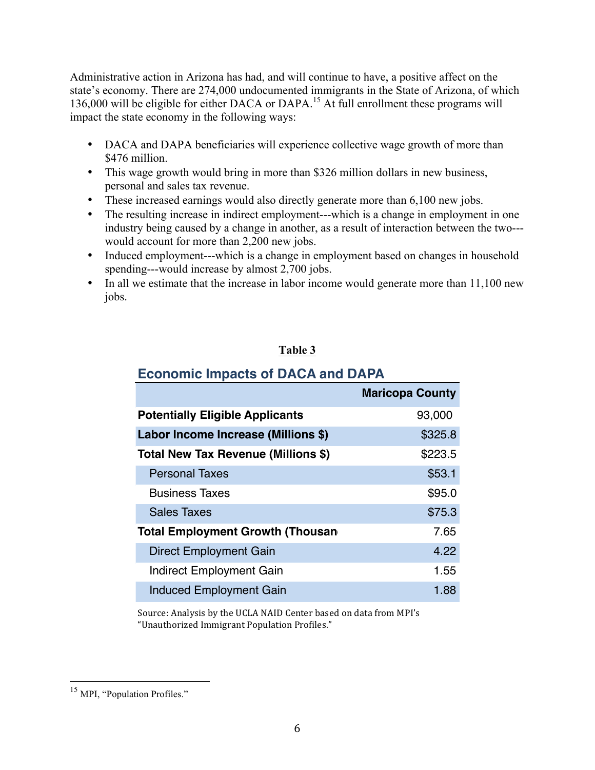Administrative action in Arizona has had, and will continue to have, a positive affect on the state's economy. There are 274,000 undocumented immigrants in the State of Arizona, of which 136,000 will be eligible for either DACA or DAPA.[15] At full enrollment these programs will impact the state economy in the following ways:

- DACA and DAPA beneficiaries will experience collective wage growth of more than $476 million.
- This wage growth would bring in more than $326 million dollars in new business, personal and sales tax revenue.
- These increased earnings would also directly generate more than 6,100 new jobs.
- The resulting increase in indirect employment---which is a change in employment in one industry being caused by a change in another, as a result of interaction between the two---would account for more than 2,200 new jobs.
- Induced employment---which is a change in employment based on changes in household spending---would increase by almost 2,700 jobs.
- In all we estimate that the increase in labor income would generate more than 11,100 new jobs.

**Table 3**

**Economic Impacts of DACA and DAPA**

| | Maricopa County |
|---|---|
| **Potentially Eligible Applicants** | 93,000 |
| **Labor Income Increase (Millions $)** | $325.8 |
| **Total New Tax Revenue (Millions $)** | $223.5 |
| Personal Taxes | $53.1 |
| Business Taxes | $95.0 |
| Sales Taxes | $75.3 |
| **Total Employment Growth (Thousan** | 7.65 |
| Direct Employment Gain | 4.22 |
| Indirect Employment Gain | 1.55 |
| Induced Employment Gain | 1.88 |

Source: Analysis by the UCLA NAID Center based on data from MPI's "Unauthorized Immigrant Population Profiles."

---

[15] MPI, "Population Profiles."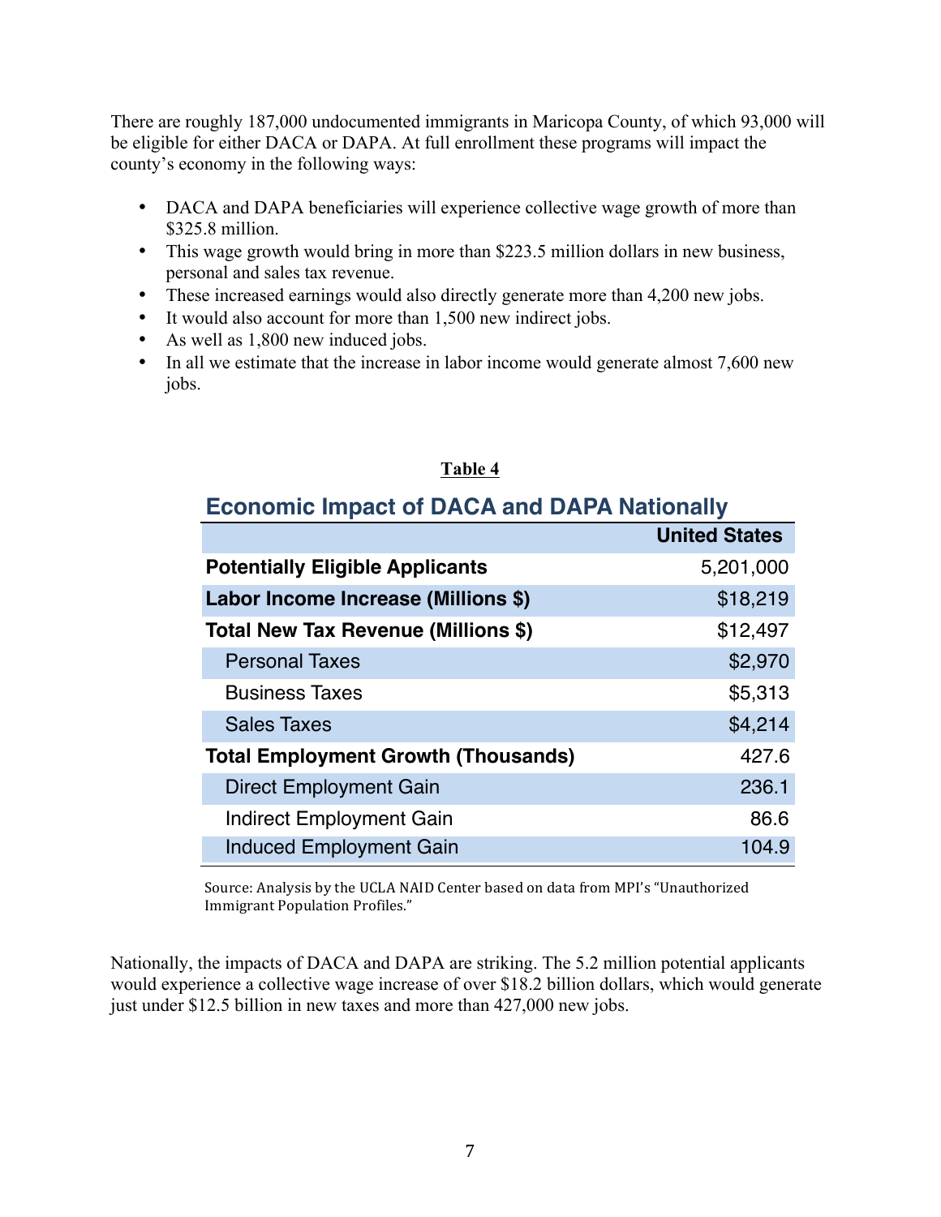There are roughly 187,000 undocumented immigrants in Maricopa County, of which 93,000 will be eligible for either DACA or DAPA. At full enrollment these programs will impact the county's economy in the following ways:

- DACA and DAPA beneficiaries will experience collective wage growth of more than $325.8 million.
- This wage growth would bring in more than $223.5 million dollars in new business, personal and sales tax revenue.
- These increased earnings would also directly generate more than 4,200 new jobs.
- It would also account for more than 1,500 new indirect jobs.
- As well as 1,800 new induced jobs.
- In all we estimate that the increase in labor income would generate almost 7,600 new jobs.

**Table 4**

**Economic Impact of DACA and DAPA Nationally**

| | United States |
|---|---|
| **Potentially Eligible Applicants** | 5,201,000 |
| **Labor Income Increase (Millions $)** | $18,219 |
| **Total New Tax Revenue (Millions $)** | $12,497 |
| Personal Taxes | $2,970 |
| Business Taxes | $5,313 |
| Sales Taxes | $4,214 |
| **Total Employment Growth (Thousands)** | 427.6 |
| Direct Employment Gain | 236.1 |
| Indirect Employment Gain | 86.6 |
| Induced Employment Gain | 104.9 |

Source: Analysis by the UCLA NAID Center based on data from MPI's "Unauthorized Immigrant Population Profiles."

Nationally, the impacts of DACA and DAPA are striking. The 5.2 million potential applicants would experience a collective wage increase of over $18.2 billion dollars, which would generate just under $12.5 billion in new taxes and more than 427,000 new jobs.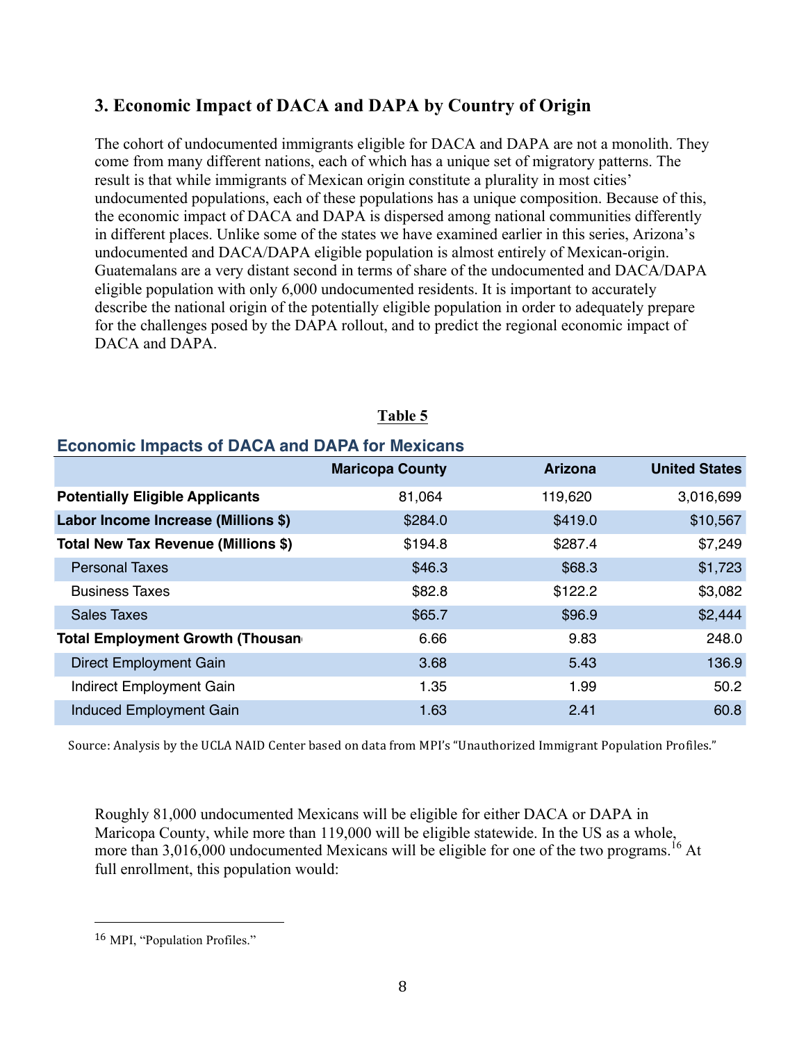## 3. Economic Impact of DACA and DAPA by Country of Origin

The cohort of undocumented immigrants eligible for DACA and DAPA are not a monolith. They come from many different nations, each of which has a unique set of migratory patterns. The result is that while immigrants of Mexican origin constitute a plurality in most cities' undocumented populations, each of these populations has a unique composition. Because of this, the economic impact of DACA and DAPA is dispersed among national communities differently in different places. Unlike some of the states we have examined earlier in this series, Arizona's undocumented and DACA/DAPA eligible population is almost entirely of Mexican-origin. Guatemalans are a very distant second in terms of share of the undocumented and DACA/DAPA eligible population with only 6,000 undocumented residents. It is important to accurately describe the national origin of the potentially eligible population in order to adequately prepare for the challenges posed by the DAPA rollout, and to predict the regional economic impact of DACA and DAPA.

**Table 5**

**Economic Impacts of DACA and DAPA for Mexicans**

| | Maricopa County | Arizona | United States |
|---|---|---|---|
| **Potentially Eligible Applicants** | 81,064 | 119,620 | 3,016,699 |
| **Labor Income Increase (Millions $)** | $284.0 | $419.0 | $10,567 |
| **Total New Tax Revenue (Millions $)** | $194.8 | $287.4 | $7,249 |
| Personal Taxes | $46.3 | $68.3 | $1,723 |
| Business Taxes | $82.8 | $122.2 | $3,082 |
| Sales Taxes | $65.7 | $96.9 | $2,444 |
| **Total Employment Growth (Thousan** | 6.66 | 9.83 | 248.0 |
| Direct Employment Gain | 3.68 | 5.43 | 136.9 |
| Indirect Employment Gain | 1.35 | 1.99 | 50.2 |
| Induced Employment Gain | 1.63 | 2.41 | 60.8 |

Source: Analysis by the UCLA NAID Center based on data from MPI's "Unauthorized Immigrant Population Profiles."

Roughly 81,000 undocumented Mexicans will be eligible for either DACA or DAPA in Maricopa County, while more than 119,000 will be eligible statewide. In the US as a whole, more than 3,016,000 undocumented Mexicans will be eligible for one of the two programs.[16] At full enrollment, this population would:

---

[16] MPI, "Population Profiles."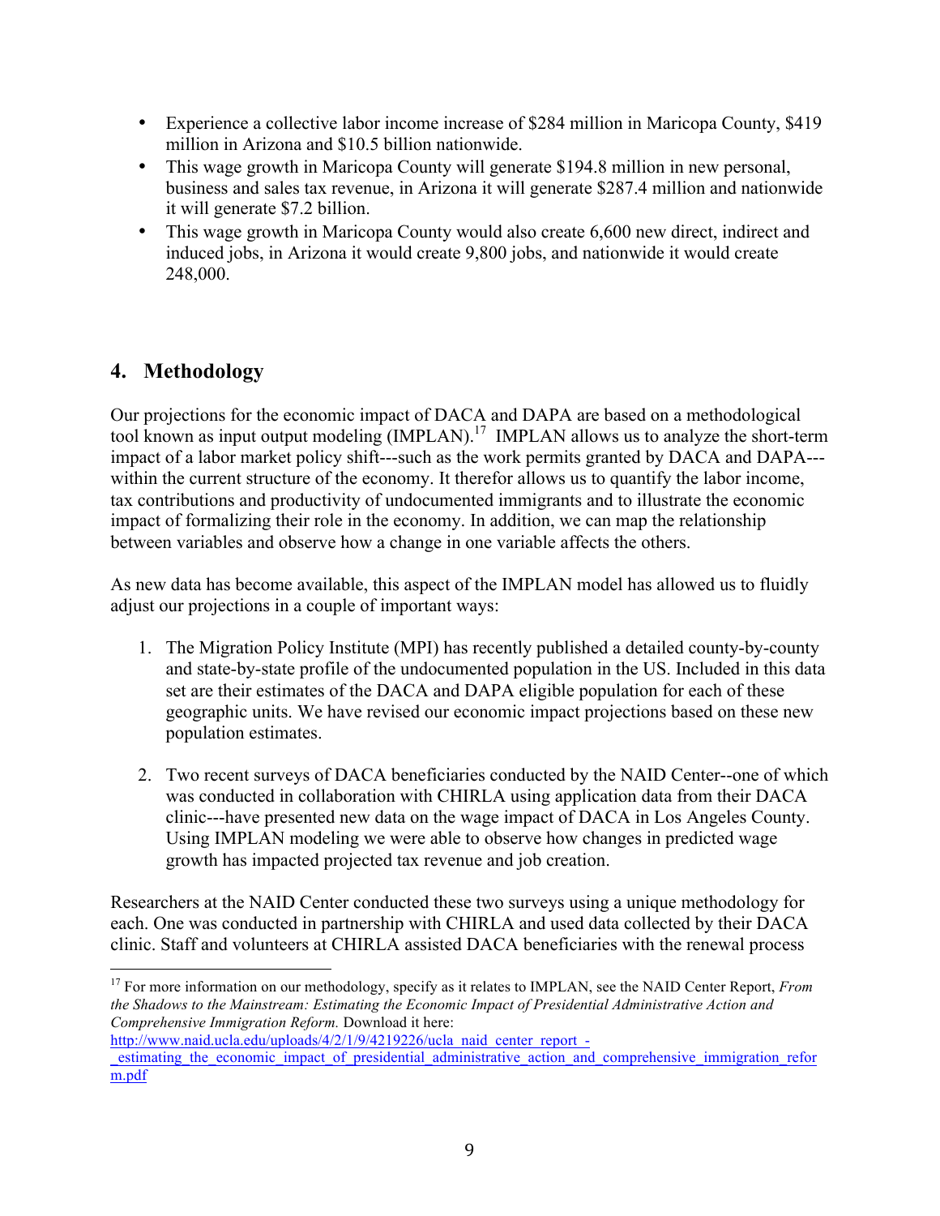- Experience a collective labor income increase of $284 million in Maricopa County, $419 million in Arizona and $10.5 billion nationwide.
- This wage growth in Maricopa County will generate $194.8 million in new personal, business and sales tax revenue, in Arizona it will generate $287.4 million and nationwide it will generate $7.2 billion.
- This wage growth in Maricopa County would also create 6,600 new direct, indirect and induced jobs, in Arizona it would create 9,800 jobs, and nationwide it would create 248,000.

## 4. Methodology

Our projections for the economic impact of DACA and DAPA are based on a methodological tool known as input output modeling (IMPLAN).[17] IMPLAN allows us to analyze the short-term impact of a labor market policy shift---such as the work permits granted by DACA and DAPA---within the current structure of the economy. It therefor allows us to quantify the labor income, tax contributions and productivity of undocumented immigrants and to illustrate the economic impact of formalizing their role in the economy. In addition, we can map the relationship between variables and observe how a change in one variable affects the others.

As new data has become available, this aspect of the IMPLAN model has allowed us to fluidly adjust our projections in a couple of important ways:

1. The Migration Policy Institute (MPI) has recently published a detailed county-by-county and state-by-state profile of the undocumented population in the US. Included in this data set are their estimates of the DACA and DAPA eligible population for each of these geographic units. We have revised our economic impact projections based on these new population estimates.

2. Two recent surveys of DACA beneficiaries conducted by the NAID Center--one of which was conducted in collaboration with CHIRLA using application data from their DACA clinic---have presented new data on the wage impact of DACA in Los Angeles County. Using IMPLAN modeling we were able to observe how changes in predicted wage growth has impacted projected tax revenue and job creation.

Researchers at the NAID Center conducted these two surveys using a unique methodology for each. One was conducted in partnership with CHIRLA and used data collected by their DACA clinic. Staff and volunteers at CHIRLA assisted DACA beneficiaries with the renewal process

---

[17] For more information on our methodology, specify as it relates to IMPLAN, see the NAID Center Report, *From the Shadows to the Mainstream: Estimating the Economic Impact of Presidential Administrative Action and Comprehensive Immigration Reform.* Download it here: http://www.naid.ucla.edu/uploads/4/2/1/9/4219226/ucla_naid_center_report_-_estimating_the_economic_impact_of_presidential_administrative_action_and_comprehensive_immigration_reform.pdf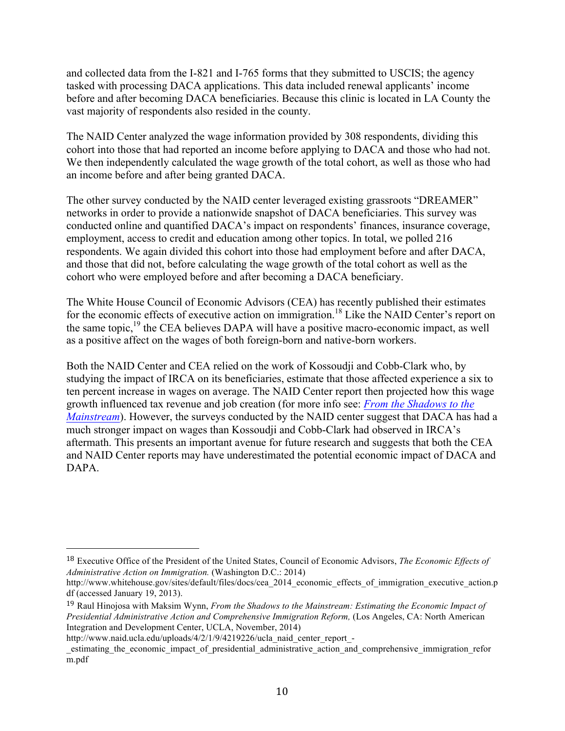and collected data from the I-821 and I-765 forms that they submitted to USCIS; the agency tasked with processing DACA applications. This data included renewal applicants' income before and after becoming DACA beneficiaries. Because this clinic is located in LA County the vast majority of respondents also resided in the county.

The NAID Center analyzed the wage information provided by 308 respondents, dividing this cohort into those that had reported an income before applying to DACA and those who had not. We then independently calculated the wage growth of the total cohort, as well as those who had an income before and after being granted DACA.

The other survey conducted by the NAID center leveraged existing grassroots "DREAMER" networks in order to provide a nationwide snapshot of DACA beneficiaries. This survey was conducted online and quantified DACA's impact on respondents' finances, insurance coverage, employment, access to credit and education among other topics. In total, we polled 216 respondents. We again divided this cohort into those had employment before and after DACA, and those that did not, before calculating the wage growth of the total cohort as well as the cohort who were employed before and after becoming a DACA beneficiary.

The White House Council of Economic Advisors (CEA) has recently published their estimates for the economic effects of executive action on immigration.[18] Like the NAID Center's report on the same topic,[19] the CEA believes DAPA will have a positive macro-economic impact, as well as a positive affect on the wages of both foreign-born and native-born workers.

Both the NAID Center and CEA relied on the work of Kossoudji and Cobb-Clark who, by studying the impact of IRCA on its beneficiaries, estimate that those affected experience a six to ten percent increase in wages on average. The NAID Center report then projected how this wage growth influenced tax revenue and job creation (for more info see: *From the Shadows to the Mainstream*). However, the surveys conducted by the NAID center suggest that DACA has had a much stronger impact on wages than Kossoudji and Cobb-Clark had observed in IRCA's aftermath. This presents an important avenue for future research and suggests that both the CEA and NAID Center reports may have underestimated the potential economic impact of DACA and DAPA.

---

[18] Executive Office of the President of the United States, Council of Economic Advisors, *The Economic Effects of Administrative Action on Immigration.* (Washington D.C.: 2014) http://www.whitehouse.gov/sites/default/files/docs/cea_2014_economic_effects_of_immigration_executive_action.pdf (accessed January 19, 2013).

[19] Raul Hinojosa with Maksim Wynn, *From the Shadows to the Mainstream: Estimating the Economic Impact of Presidential Administrative Action and Comprehensive Immigration Reform,* (Los Angeles, CA: North American Integration and Development Center, UCLA, November, 2014) http://www.naid.ucla.edu/uploads/4/2/1/9/4219226/ucla_naid_center_report_-_estimating_the_economic_impact_of_presidential_administrative_action_and_comprehensive_immigration_reform.pdf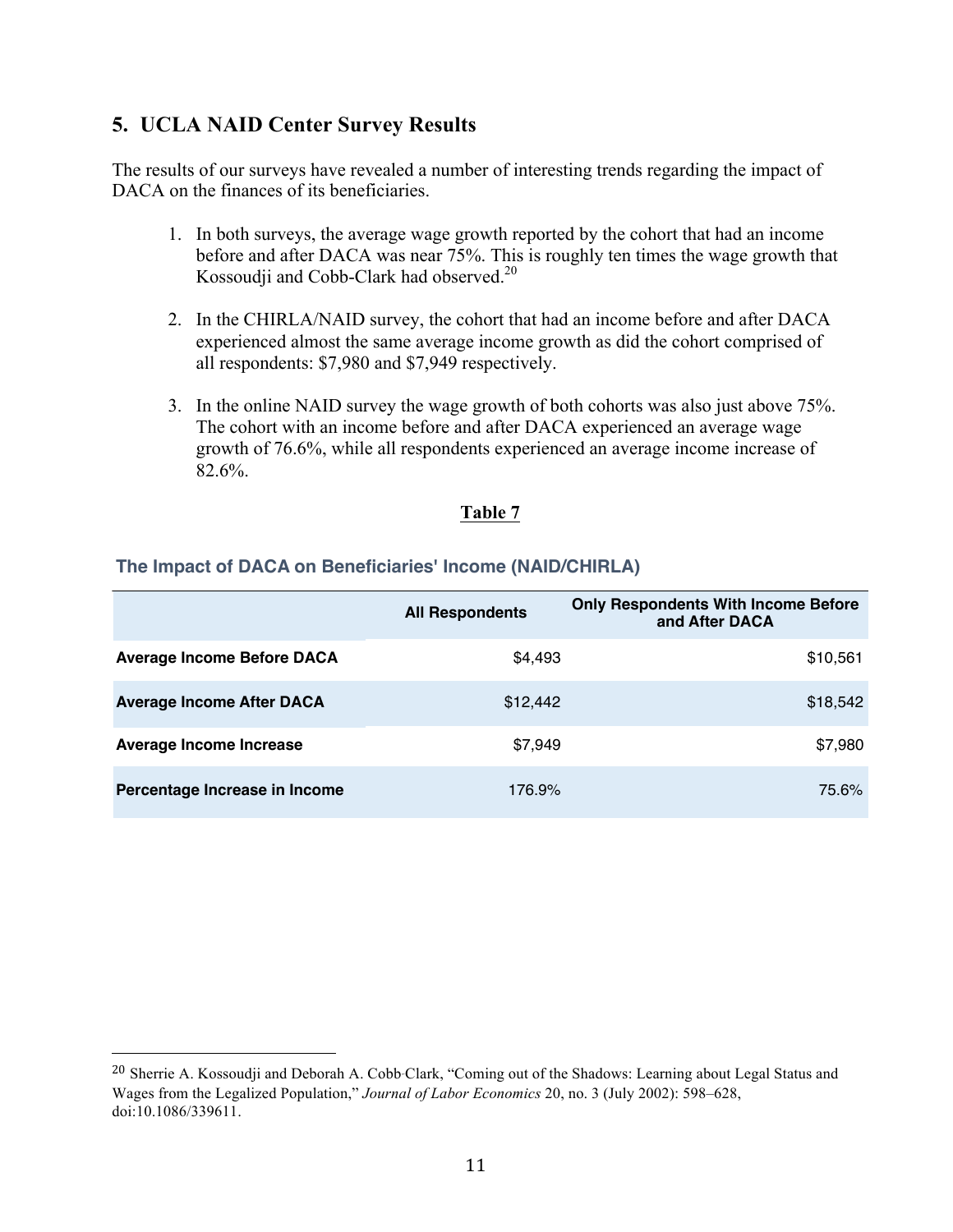## 5. UCLA NAID Center Survey Results

The results of our surveys have revealed a number of interesting trends regarding the impact of DACA on the finances of its beneficiaries.

1. In both surveys, the average wage growth reported by the cohort that had an income before and after DACA was near 75%. This is roughly ten times the wage growth that Kossoudji and Cobb-Clark had observed.[20]

2. In the CHIRLA/NAID survey, the cohort that had an income before and after DACA experienced almost the same average income growth as did the cohort comprised of all respondents: $7,980 and $7,949 respectively.

3. In the online NAID survey the wage growth of both cohorts was also just above 75%. The cohort with an income before and after DACA experienced an average wage growth of 76.6%, while all respondents experienced an average income increase of 82.6%.

**Table 7**

**The Impact of DACA on Beneficiaries' Income (NAID/CHIRLA)**

| | All Respondents | Only Respondents With Income Before and After DACA |
|---|---|---|
| **Average Income Before DACA** | $4,493 | $10,561 |
| **Average Income After DACA** | $12,442 | $18,542 |
| **Average Income Increase** | $7,949 | $7,980 |
| **Percentage Increase in Income** | 176.9% | 75.6% |

[20] Sherrie A. Kossoudji and Deborah A. Cobb-Clark, "Coming out of the Shadows: Learning about Legal Status and Wages from the Legalized Population," *Journal of Labor Economics* 20, no. 3 (July 2002): 598–628, doi:10.1086/339611.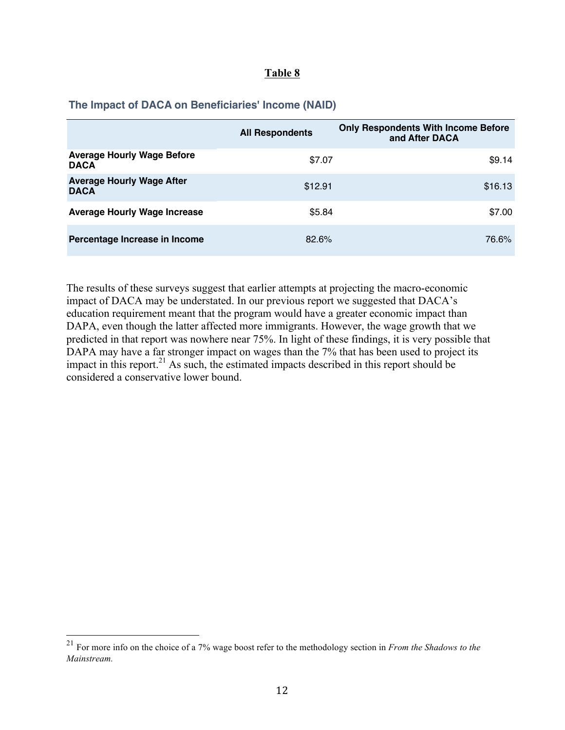**Table 8**

### The Impact of DACA on Beneficiaries' Income (NAID)

| | All Respondents | Only Respondents With Income Before and After DACA |
|---|---|---|
| **Average Hourly Wage Before DACA** | $7.07 | $9.14 |
| **Average Hourly Wage After DACA** | $12.91 | $16.13 |
| **Average Hourly Wage Increase** | $5.84 | $7.00 |
| **Percentage Increase in Income** | 82.6% | 76.6% |

The results of these surveys suggest that earlier attempts at projecting the macro-economic impact of DACA may be understated. In our previous report we suggested that DACA's education requirement meant that the program would have a greater economic impact than DAPA, even though the latter affected more immigrants. However, the wage growth that we predicted in that report was nowhere near 75%. In light of these findings, it is very possible that DAPA may have a far stronger impact on wages than the 7% that has been used to project its impact in this report.[21] As such, the estimated impacts described in this report should be considered a conservative lower bound.

[21] For more info on the choice of a 7% wage boost refer to the methodology section in *From the Shadows to the Mainstream.*